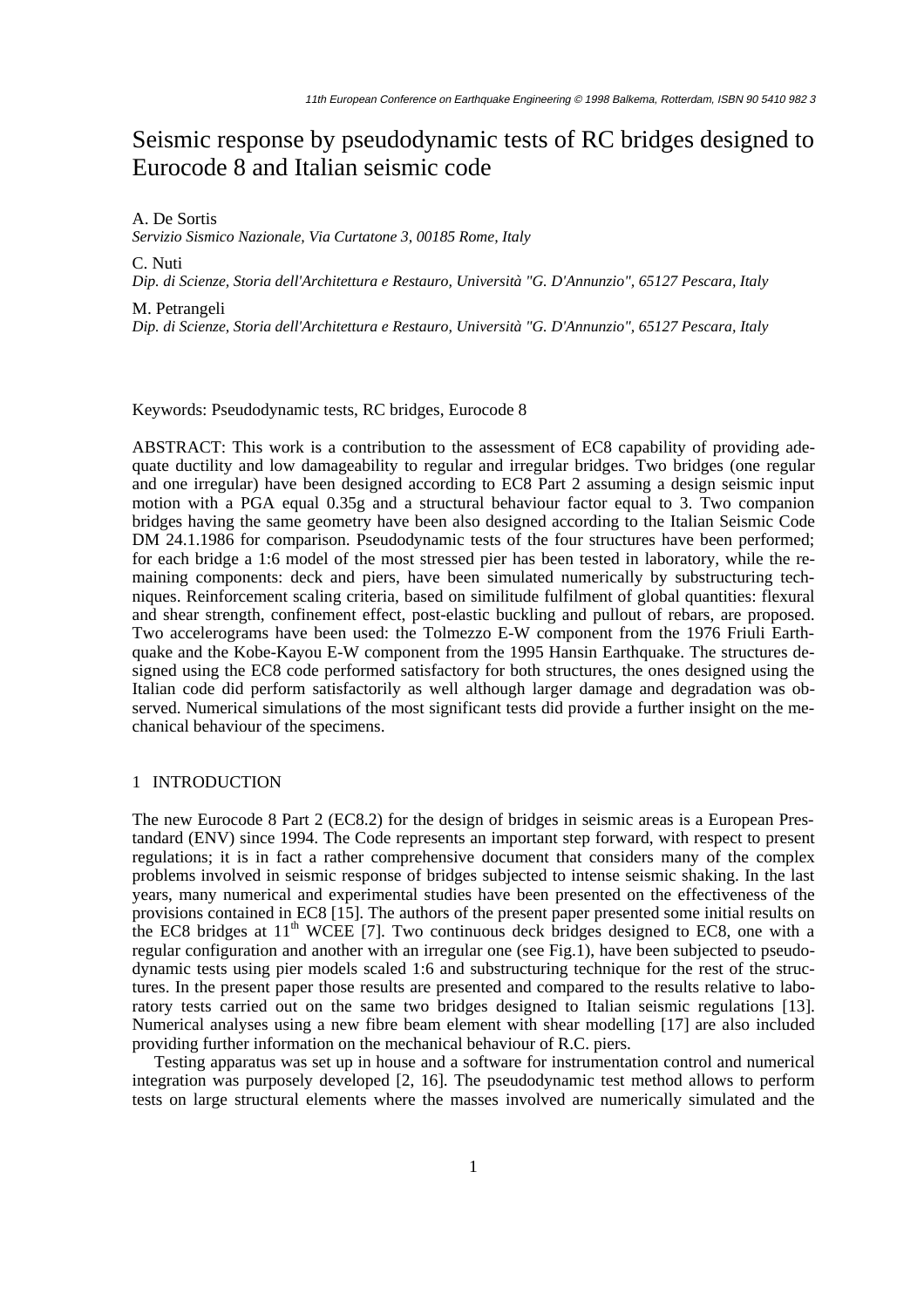# Seismic response by pseudodynamic tests of RC bridges designed to Eurocode 8 and Italian seismic code

A. De Sortis
*Servizio Sismico Nazionale, Via Curtatone 3, 00185 Rome, Italy*

C. Nuti
*Dip. di Scienze, Storia dell'Architettura e Restauro, Università "G. D'Annunzio", 65127 Pescara, Italy*

M. Petrangeli
*Dip. di Scienze, Storia dell'Architettura e Restauro, Università "G. D'Annunzio", 65127 Pescara, Italy*

Keywords: Pseudodynamic tests, RC bridges, Eurocode 8

ABSTRACT: This work is a contribution to the assessment of EC8 capability of providing adequate ductility and low damageability to regular and irregular bridges. Two bridges (one regular and one irregular) have been designed according to EC8 Part 2 assuming a design seismic input motion with a PGA equal 0.35g and a structural behaviour factor equal to 3. Two companion bridges having the same geometry have been also designed according to the Italian Seismic Code DM 24.1.1986 for comparison. Pseudodynamic tests of the four structures have been performed; for each bridge a 1:6 model of the most stressed pier has been tested in laboratory, while the remaining components: deck and piers, have been simulated numerically by substructuring techniques. Reinforcement scaling criteria, based on similitude fulfilment of global quantities: flexural and shear strength, confinement effect, post-elastic buckling and pullout of rebars, are proposed. Two accelerograms have been used: the Tolmezzo E-W component from the 1976 Friuli Earthquake and the Kobe-Kayou E-W component from the 1995 Hansin Earthquake. The structures designed using the EC8 code performed satisfactory for both structures, the ones designed using the Italian code did perform satisfactorily as well although larger damage and degradation was observed. Numerical simulations of the most significant tests did provide a further insight on the mechanical behaviour of the specimens.

## 1 INTRODUCTION

The new Eurocode 8 Part 2 (EC8.2) for the design of bridges in seismic areas is a European Prestandard (ENV) since 1994. The Code represents an important step forward, with respect to present regulations; it is in fact a rather comprehensive document that considers many of the complex problems involved in seismic response of bridges subjected to intense seismic shaking. In the last years, many numerical and experimental studies have been presented on the effectiveness of the provisions contained in EC8 [15]. The authors of the present paper presented some initial results on the EC8 bridges at 11$^{th}$ WCEE [7]. Two continuous deck bridges designed to EC8, one with a regular configuration and another with an irregular one (see Fig.1), have been subjected to pseudodynamic tests using pier models scaled 1:6 and substructuring technique for the rest of the structures. In the present paper those results are presented and compared to the results relative to laboratory tests carried out on the same two bridges designed to Italian seismic regulations [13]. Numerical analyses using a new fibre beam element with shear modelling [17] are also included providing further information on the mechanical behaviour of R.C. piers.

Testing apparatus was set up in house and a software for instrumentation control and numerical integration was purposely developed [2, 16]. The pseudodynamic test method allows to perform tests on large structural elements where the masses involved are numerically simulated and the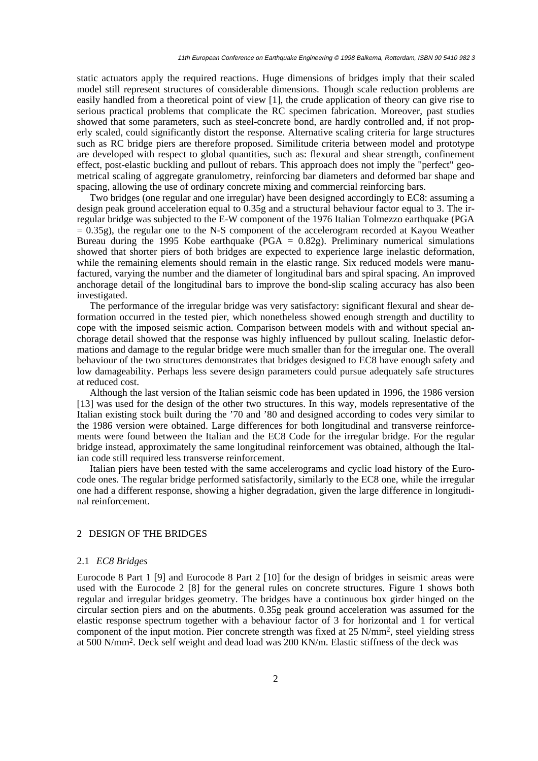static actuators apply the required reactions. Huge dimensions of bridges imply that their scaled model still represent structures of considerable dimensions. Though scale reduction problems are easily handled from a theoretical point of view [1], the crude application of theory can give rise to serious practical problems that complicate the RC specimen fabrication. Moreover, past studies showed that some parameters, such as steel-concrete bond, are hardly controlled and, if not properly scaled, could significantly distort the response. Alternative scaling criteria for large structures such as RC bridge piers are therefore proposed. Similitude criteria between model and prototype are developed with respect to global quantities, such as: flexural and shear strength, confinement effect, post-elastic buckling and pullout of rebars. This approach does not imply the "perfect" geometrical scaling of aggregate granulometry, reinforcing bar diameters and deformed bar shape and spacing, allowing the use of ordinary concrete mixing and commercial reinforcing bars.

Two bridges (one regular and one irregular) have been designed accordingly to EC8: assuming a design peak ground acceleration equal to 0.35g and a structural behaviour factor equal to 3. The irregular bridge was subjected to the E-W component of the 1976 Italian Tolmezzo earthquake (PGA = 0.35g), the regular one to the N-S component of the accelerogram recorded at Kayou Weather Bureau during the 1995 Kobe earthquake (PGA = 0.82g). Preliminary numerical simulations showed that shorter piers of both bridges are expected to experience large inelastic deformation, while the remaining elements should remain in the elastic range. Six reduced models were manufactured, varying the number and the diameter of longitudinal bars and spiral spacing. An improved anchorage detail of the longitudinal bars to improve the bond-slip scaling accuracy has also been investigated.

The performance of the irregular bridge was very satisfactory: significant flexural and shear deformation occurred in the tested pier, which nonetheless showed enough strength and ductility to cope with the imposed seismic action. Comparison between models with and without special anchorage detail showed that the response was highly influenced by pullout scaling. Inelastic deformations and damage to the regular bridge were much smaller than for the irregular one. The overall behaviour of the two structures demonstrates that bridges designed to EC8 have enough safety and low damageability. Perhaps less severe design parameters could pursue adequately safe structures at reduced cost.

Although the last version of the Italian seismic code has been updated in 1996, the 1986 version [13] was used for the design of the other two structures. In this way, models representative of the Italian existing stock built during the '70 and '80 and designed according to codes very similar to the 1986 version were obtained. Large differences for both longitudinal and transverse reinforcements were found between the Italian and the EC8 Code for the irregular bridge. For the regular bridge instead, approximately the same longitudinal reinforcement was obtained, although the Italian code still required less transverse reinforcement.

Italian piers have been tested with the same accelerograms and cyclic load history of the Eurocode ones. The regular bridge performed satisfactorily, similarly to the EC8 one, while the irregular one had a different response, showing a higher degradation, given the large difference in longitudinal reinforcement.

## 2 DESIGN OF THE BRIDGES

### 2.1 *EC8 Bridges*

Eurocode 8 Part 1 [9] and Eurocode 8 Part 2 [10] for the design of bridges in seismic areas were used with the Eurocode 2 [8] for the general rules on concrete structures. Figure 1 shows both regular and irregular bridges geometry. The bridges have a continuous box girder hinged on the circular section piers and on the abutments. 0.35g peak ground acceleration was assumed for the elastic response spectrum together with a behaviour factor of 3 for horizontal and 1 for vertical component of the input motion. Pier concrete strength was fixed at 25 $N/mm^2$, steel yielding stress at 500 $N/mm^2$. Deck self weight and dead load was 200 KN/m. Elastic stiffness of the deck was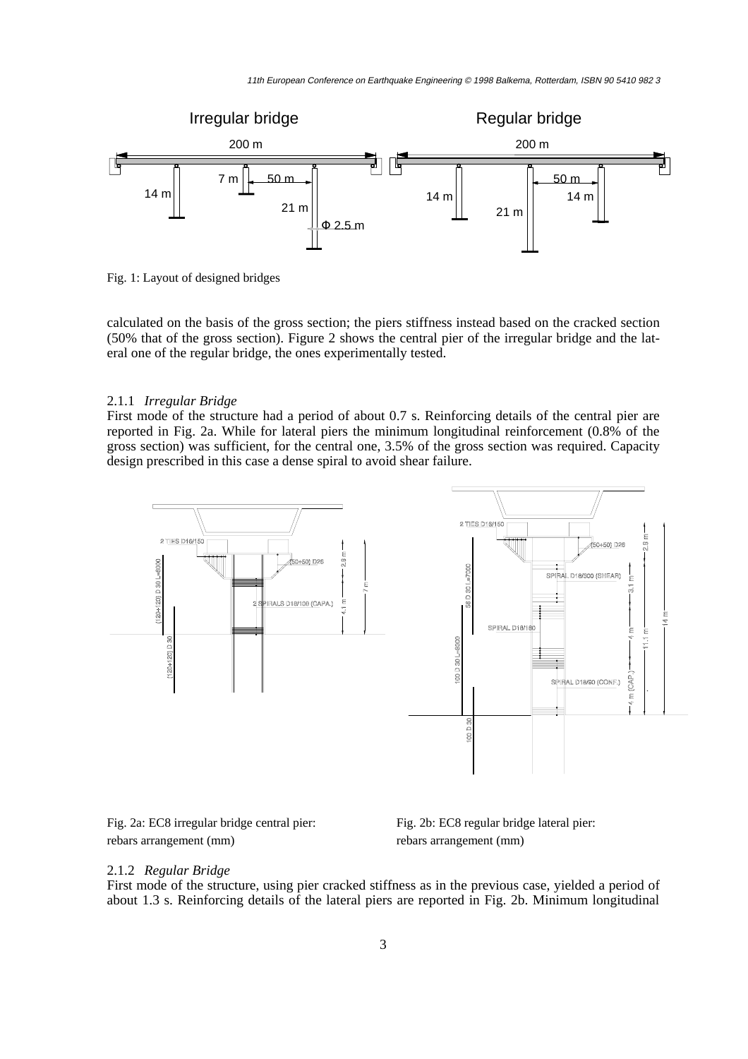Fig. 1: Layout of designed bridges

calculated on the basis of the gross section; the piers stiffness instead based on the cracked section (50% that of the gross section). Figure 2 shows the central pier of the irregular bridge and the lateral one of the regular bridge, the ones experimentally tested.

### 2.1.1 *Irregular Bridge*

First mode of the structure had a period of about 0.7 s. Reinforcing details of the central pier are reported in Fig. 2a. While for lateral piers the minimum longitudinal reinforcement (0.8% of the gross section) was sufficient, for the central one, 3.5% of the gross section was required. Capacity design prescribed in this case a dense spiral to avoid shear failure.

Fig. 2a: EC8 irregular bridge central pier: rebars arrangement (mm)

Fig. 2b: EC8 regular bridge lateral pier: rebars arrangement (mm)

### 2.1.2 *Regular Bridge*

First mode of the structure, using pier cracked stiffness as in the previous case, yielded a period of about 1.3 s. Reinforcing details of the lateral piers are reported in Fig. 2b. Minimum longitudinal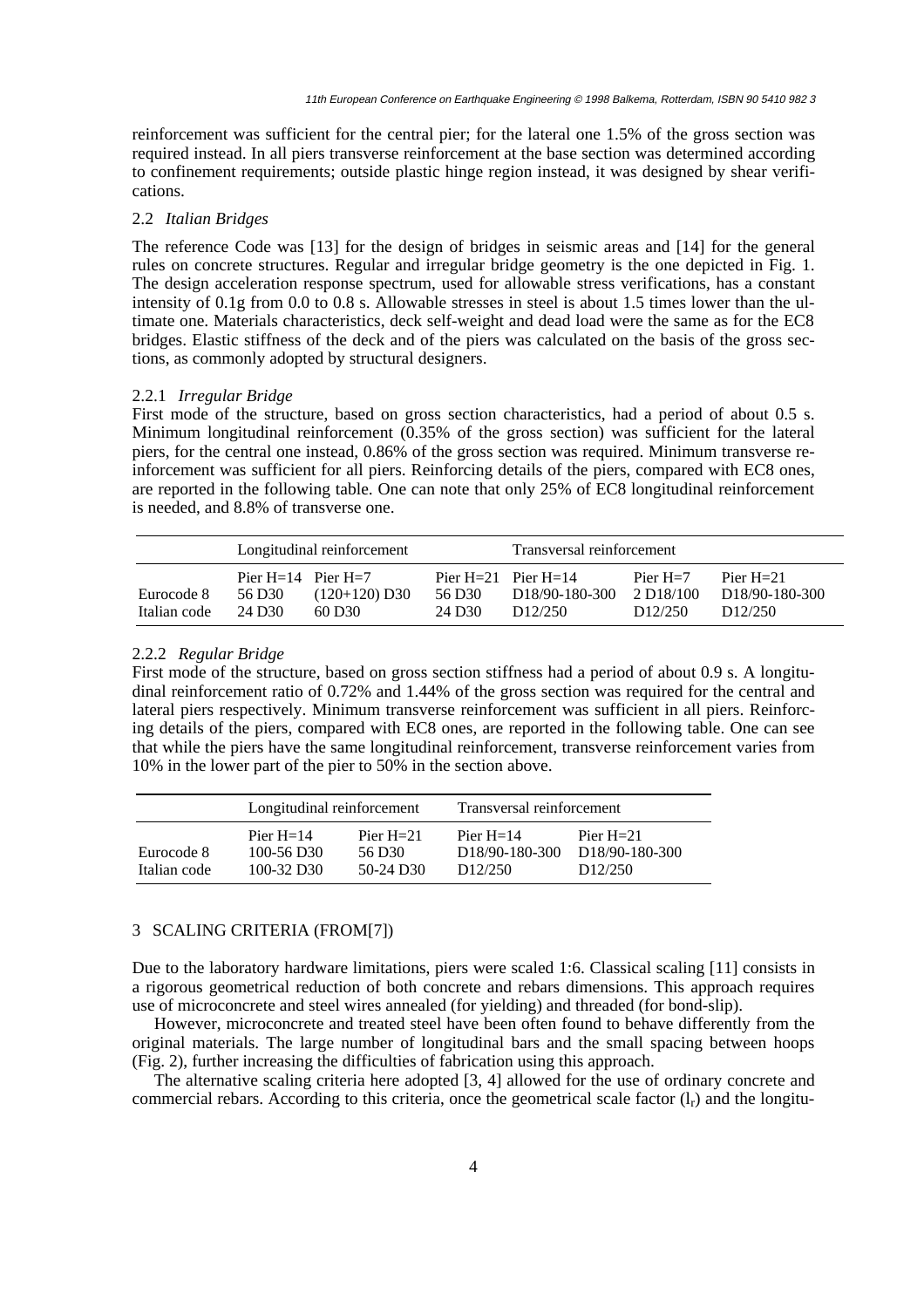reinforcement was sufficient for the central pier; for the lateral one 1.5% of the gross section was required instead. In all piers transverse reinforcement at the base section was determined according to confinement requirements; outside plastic hinge region instead, it was designed by shear verifications.

### 2.2 *Italian Bridges*

The reference Code was [13] for the design of bridges in seismic areas and [14] for the general rules on concrete structures. Regular and irregular bridge geometry is the one depicted in Fig. 1. The design acceleration response spectrum, used for allowable stress verifications, has a constant intensity of 0.1g from 0.0 to 0.8 s. Allowable stresses in steel is about 1.5 times lower than the ultimate one. Materials characteristics, deck self-weight and dead load were the same as for the EC8 bridges. Elastic stiffness of the deck and of the piers was calculated on the basis of the gross sections, as commonly adopted by structural designers.

#### 2.2.1 *Irregular Bridge*

First mode of the structure, based on gross section characteristics, had a period of about 0.5 s. Minimum longitudinal reinforcement (0.35% of the gross section) was sufficient for the lateral piers, for the central one instead, 0.86% of the gross section was required. Minimum transverse reinforcement was sufficient for all piers. Reinforcing details of the piers, compared with EC8 ones, are reported in the following table. One can note that only 25% of EC8 longitudinal reinforcement is needed, and 8.8% of transverse one.

| | Longitudinal reinforcement | | Transversal reinforcement | | | |
|---|---|---|---|---|---|---|
| | Pier H=14 | Pier H=7 | Pier H=21 | Pier H=14 | Pier H=7 | Pier H=21 |
| Eurocode 8 | 56 D30 | (120+120) D30 | 56 D30 | D18/90-180-300 | 2 D18/100 | D18/90-180-300 |
| Italian code | 24 D30 | 60 D30 | 24 D30 | D12/250 | D12/250 | D12/250 |

#### 2.2.2 *Regular Bridge*

First mode of the structure, based on gross section stiffness had a period of about 0.9 s. A longitudinal reinforcement ratio of 0.72% and 1.44% of the gross section was required for the central and lateral piers respectively. Minimum transverse reinforcement was sufficient in all piers. Reinforcing details of the piers, compared with EC8 ones, are reported in the following table. One can see that while the piers have the same longitudinal reinforcement, transverse reinforcement varies from 10% in the lower part of the pier to 50% in the section above.

| | Longitudinal reinforcement | | Transversal reinforcement | |
|---|---|---|---|---|
| | Pier H=14 | Pier H=21 | Pier H=14 | Pier H=21 |
| Eurocode 8 | 100-56 D30 | 56 D30 | D18/90-180-300 | D18/90-180-300 |
| Italian code | 100-32 D30 | 50-24 D30 | D12/250 | D12/250 |

## 3 SCALING CRITERIA (FROM[7])

Due to the laboratory hardware limitations, piers were scaled 1:6. Classical scaling [11] consists in a rigorous geometrical reduction of both concrete and rebars dimensions. This approach requires use of microconcrete and steel wires annealed (for yielding) and threaded (for bond-slip).

However, microconcrete and treated steel have been often found to behave differently from the original materials. The large number of longitudinal bars and the small spacing between hoops (Fig. 2), further increasing the difficulties of fabrication using this approach.

The alternative scaling criteria here adopted [3, 4] allowed for the use of ordinary concrete and commercial rebars. According to this criteria, once the geometrical scale factor ($l_r$) and the longitu-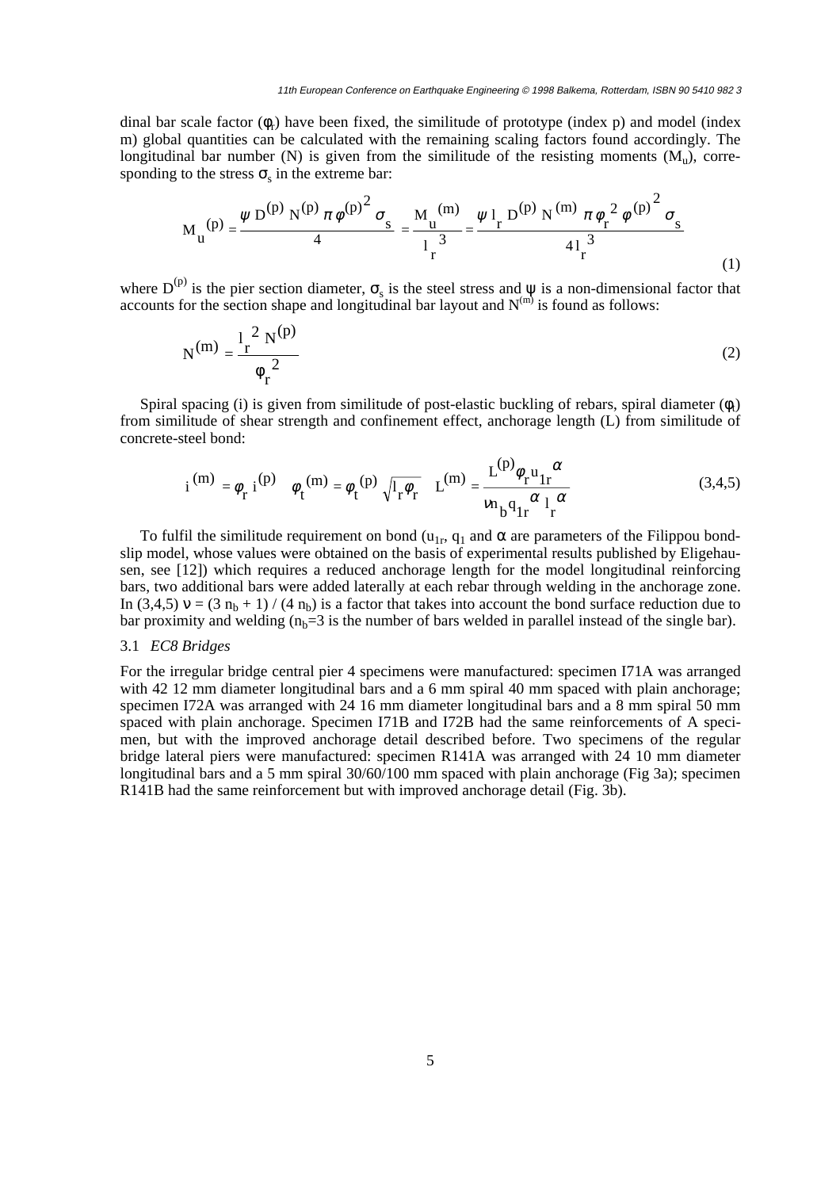dinal bar scale factor ($\phi_r$) have been fixed, the similitude of prototype (index p) and model (index m) global quantities can be calculated with the remaining scaling factors found accordingly. The longitudinal bar number (N) is given from the similitude of the resisting moments ($M_u$), corresponding to the stress $\sigma_s$ in the extreme bar:

$$M_u^{(p)} = \frac{\psi\, D^{(p)}\, N^{(p)}\, \pi\, \varphi^{(p)2}\, \sigma_s}{4} = \frac{M_u^{(m)}}{l_r^{\,3}} = \frac{\psi\, l_r\, D^{(p)}\, N^{(m)}\, \pi\, \varphi_r^{\,2}\, \varphi^{(p)2}\, \sigma_s}{4\, l_r^{\,3}} \tag{1}$$

where $D^{(p)}$ is the pier section diameter, $\sigma_s$ is the steel stress and $\psi$ is a non-dimensional factor that accounts for the section shape and longitudinal bar layout and $N^{(m)}$ is found as follows:

$$N^{(m)} = \frac{l_r^{\,2}\, N^{(p)}}{\phi_r^{\,2}} \tag{2}$$

Spiral spacing (i) is given from similitude of post-elastic buckling of rebars, spiral diameter ($\phi_t$) from similitude of shear strength and confinement effect, anchorage length (L) from similitude of concrete-steel bond:

$$i^{(m)} = \phi_r\, i^{(p)} \qquad \phi_t^{(m)} = \phi_t^{(p)} \sqrt{l_r \phi_r} \qquad L^{(m)} = \frac{L^{(p)} \phi_r\, u_{1r}^{\,\alpha}}{\nu n_b\, q_{1r}^{\,\alpha}\, l_r^{\,\alpha}} \tag{3,4,5}$$

To fulfil the similitude requirement on bond ($u_{1r}$, $q_1$ and $\alpha$ are parameters of the Filippou bond-slip model, whose values were obtained on the basis of experimental results published by Eligehausen, see [12]) which requires a reduced anchorage length for the model longitudinal reinforcing bars, two additional bars were added laterally at each rebar through welding in the anchorage zone. In (3,4,5) $\nu = (3\, n_b + 1) / (4\, n_b)$ is a factor that takes into account the bond surface reduction due to bar proximity and welding ($n_b = 3$ is the number of bars welded in parallel instead of the single bar).

### 3.1 *EC8 Bridges*

For the irregular bridge central pier 4 specimens were manufactured: specimen I71A was arranged with 42 12 mm diameter longitudinal bars and a 6 mm spiral 40 mm spaced with plain anchorage; specimen I72A was arranged with 24 16 mm diameter longitudinal bars and a 8 mm spiral 50 mm spaced with plain anchorage. Specimen I71B and I72B had the same reinforcements of A specimen, but with the improved anchorage detail described before. Two specimens of the regular bridge lateral piers were manufactured: specimen R141A was arranged with 24 10 mm diameter longitudinal bars and a 5 mm spiral 30/60/100 mm spaced with plain anchorage (Fig 3a); specimen R141B had the same reinforcement but with improved anchorage detail (Fig. 3b).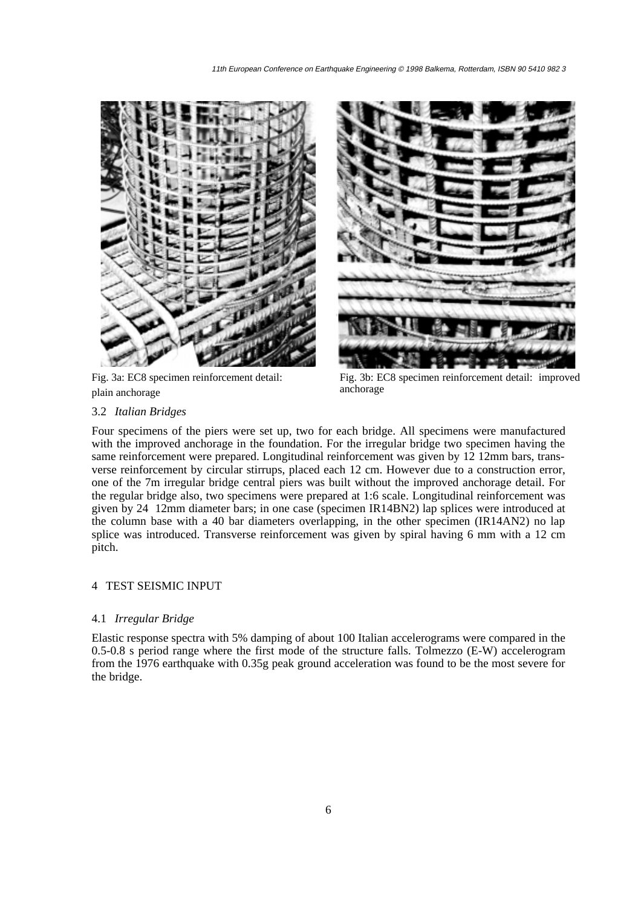Fig. 3a: EC8 specimen reinforcement detail: plain anchorage

Fig. 3b: EC8 specimen reinforcement detail: improved anchorage

### 3.2 *Italian Bridges*

Four specimens of the piers were set up, two for each bridge. All specimens were manufactured with the improved anchorage in the foundation. For the irregular bridge two specimen having the same reinforcement were prepared. Longitudinal reinforcement was given by 12 12mm bars, transverse reinforcement by circular stirrups, placed each 12 cm. However due to a construction error, one of the 7m irregular bridge central piers was built without the improved anchorage detail. For the regular bridge also, two specimens were prepared at 1:6 scale. Longitudinal reinforcement was given by 24 12mm diameter bars; in one case (specimen IR14BN2) lap splices were introduced at the column base with a 40 bar diameters overlapping, in the other specimen (IR14AN2) no lap splice was introduced. Transverse reinforcement was given by spiral having 6 mm with a 12 cm pitch.

## 4 TEST SEISMIC INPUT

### 4.1 *Irregular Bridge*

Elastic response spectra with 5% damping of about 100 Italian accelerograms were compared in the 0.5-0.8 s period range where the first mode of the structure falls. Tolmezzo (E-W) accelerogram from the 1976 earthquake with 0.35g peak ground acceleration was found to be the most severe for the bridge.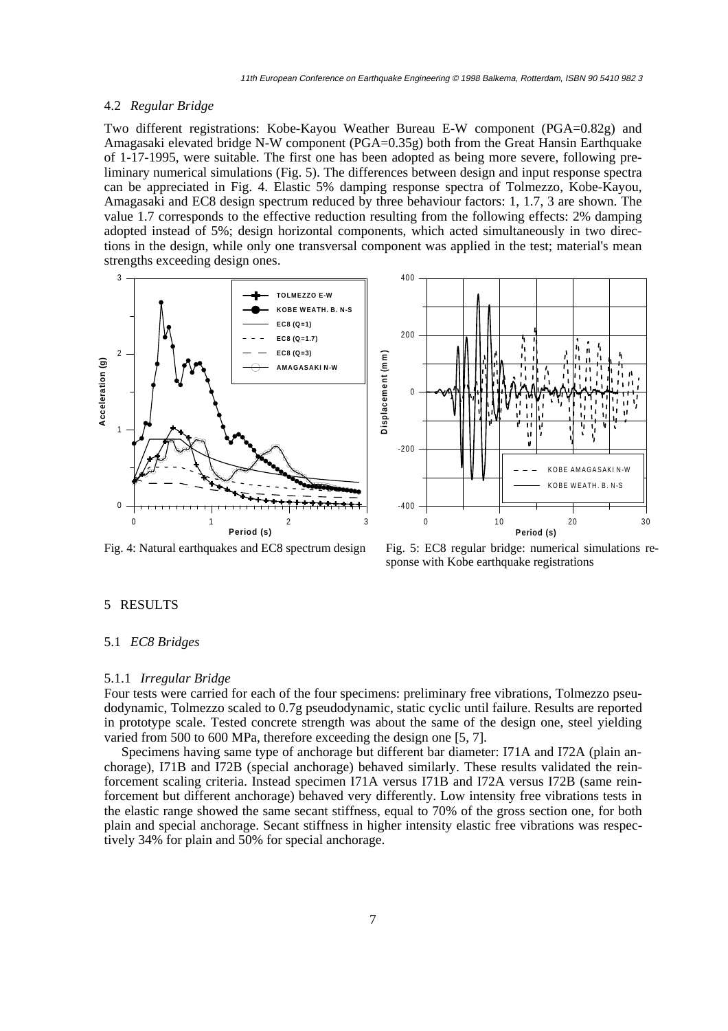### 4.2 *Regular Bridge*

Two different registrations: Kobe-Kayou Weather Bureau E-W component (PGA=0.82g) and Amagasaki elevated bridge N-W component (PGA=0.35g) both from the Great Hansin Earthquake of 1-17-1995, were suitable. The first one has been adopted as being more severe, following preliminary numerical simulations (Fig. 5). The differences between design and input response spectra can be appreciated in Fig. 4. Elastic 5% damping response spectra of Tolmezzo, Kobe-Kayou, Amagasaki and EC8 design spectrum reduced by three behaviour factors: 1, 1.7, 3 are shown. The value 1.7 corresponds to the effective reduction resulting from the following effects: 2% damping adopted instead of 5%; design horizontal components, which acted simultaneously in two directions in the design, while only one transversal component was applied in the test; material's mean strengths exceeding design ones.

Fig. 4: Natural earthquakes and EC8 spectrum design

Fig. 5: EC8 regular bridge: numerical simulations response with Kobe earthquake registrations

## 5 RESULTS

### 5.1 *EC8 Bridges*

#### 5.1.1 *Irregular Bridge*

Four tests were carried for each of the four specimens: preliminary free vibrations, Tolmezzo pseudodynamic, Tolmezzo scaled to 0.7g pseudodynamic, static cyclic until failure. Results are reported in prototype scale. Tested concrete strength was about the same of the design one, steel yielding varied from 500 to 600 MPa, therefore exceeding the design one [5, 7].

Specimens having same type of anchorage but different bar diameter: I71A and I72A (plain anchorage), I71B and I72B (special anchorage) behaved similarly. These results validated the reinforcement scaling criteria. Instead specimen I71A versus I71B and I72A versus I72B (same reinforcement but different anchorage) behaved very differently. Low intensity free vibrations tests in the elastic range showed the same secant stiffness, equal to 70% of the gross section one, for both plain and special anchorage. Secant stiffness in higher intensity elastic free vibrations was respectively 34% for plain and 50% for special anchorage.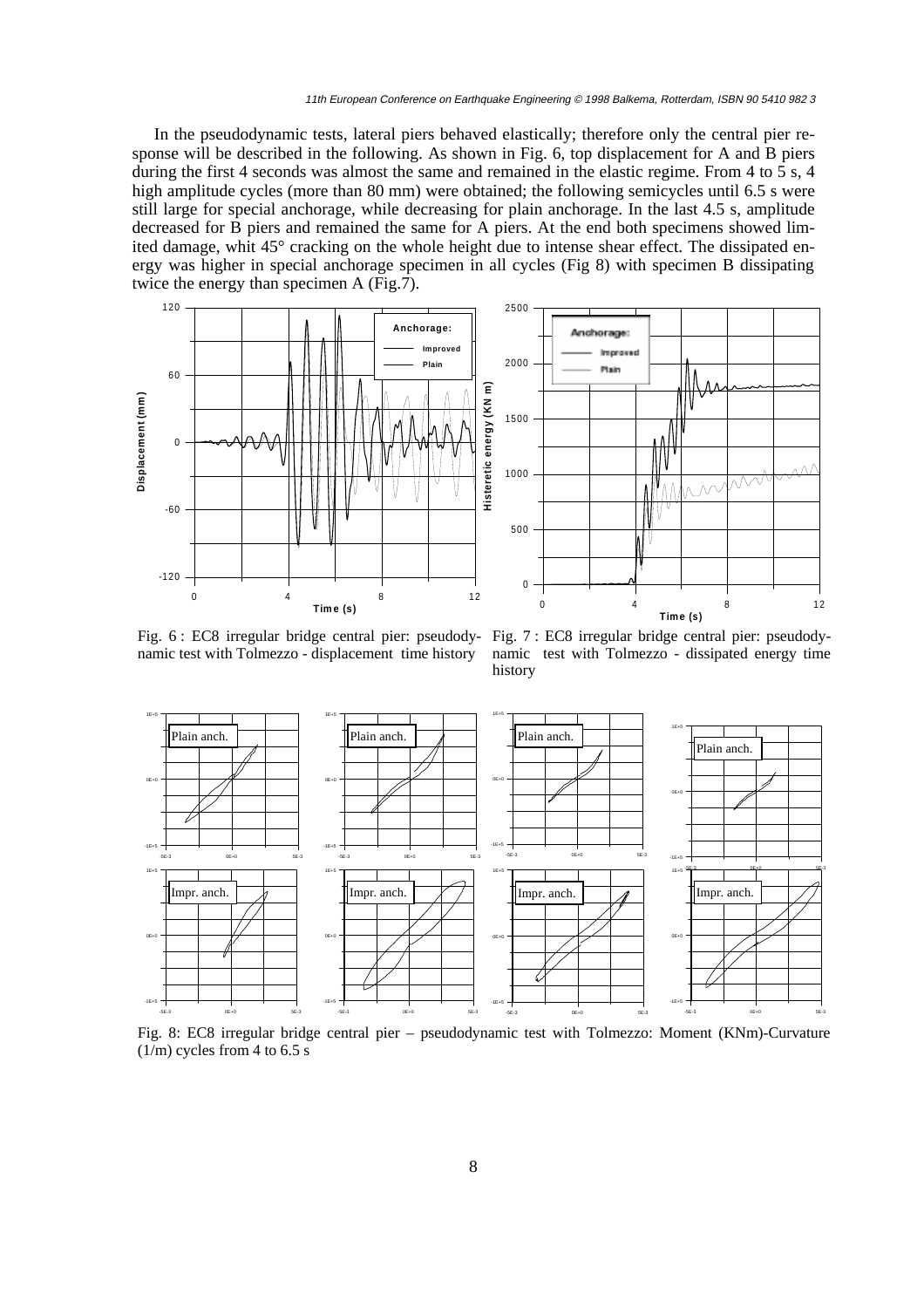In the pseudodynamic tests, lateral piers behaved elastically; therefore only the central pier response will be described in the following. As shown in Fig. 6, top displacement for A and B piers during the first 4 seconds was almost the same and remained in the elastic regime. From 4 to 5 s, 4 high amplitude cycles (more than 80 mm) were obtained; the following semicycles until 6.5 s were still large for special anchorage, while decreasing for plain anchorage. In the last 4.5 s, amplitude decreased for B piers and remained the same for A piers. At the end both specimens showed limited damage, whit 45° cracking on the whole height due to intense shear effect. The dissipated energy was higher in special anchorage specimen in all cycles (Fig 8) with specimen B dissipating twice the energy than specimen A (Fig.7).

Fig. 6 : EC8 irregular bridge central pier: pseudodynamic test with Tolmezzo - displacement time history

Fig. 7 : EC8 irregular bridge central pier: pseudodynamic test with Tolmezzo - dissipated energy time history

Fig. 8: EC8 irregular bridge central pier – pseudodynamic test with Tolmezzo: Moment (KNm)-Curvature (1/m) cycles from 4 to 6.5 s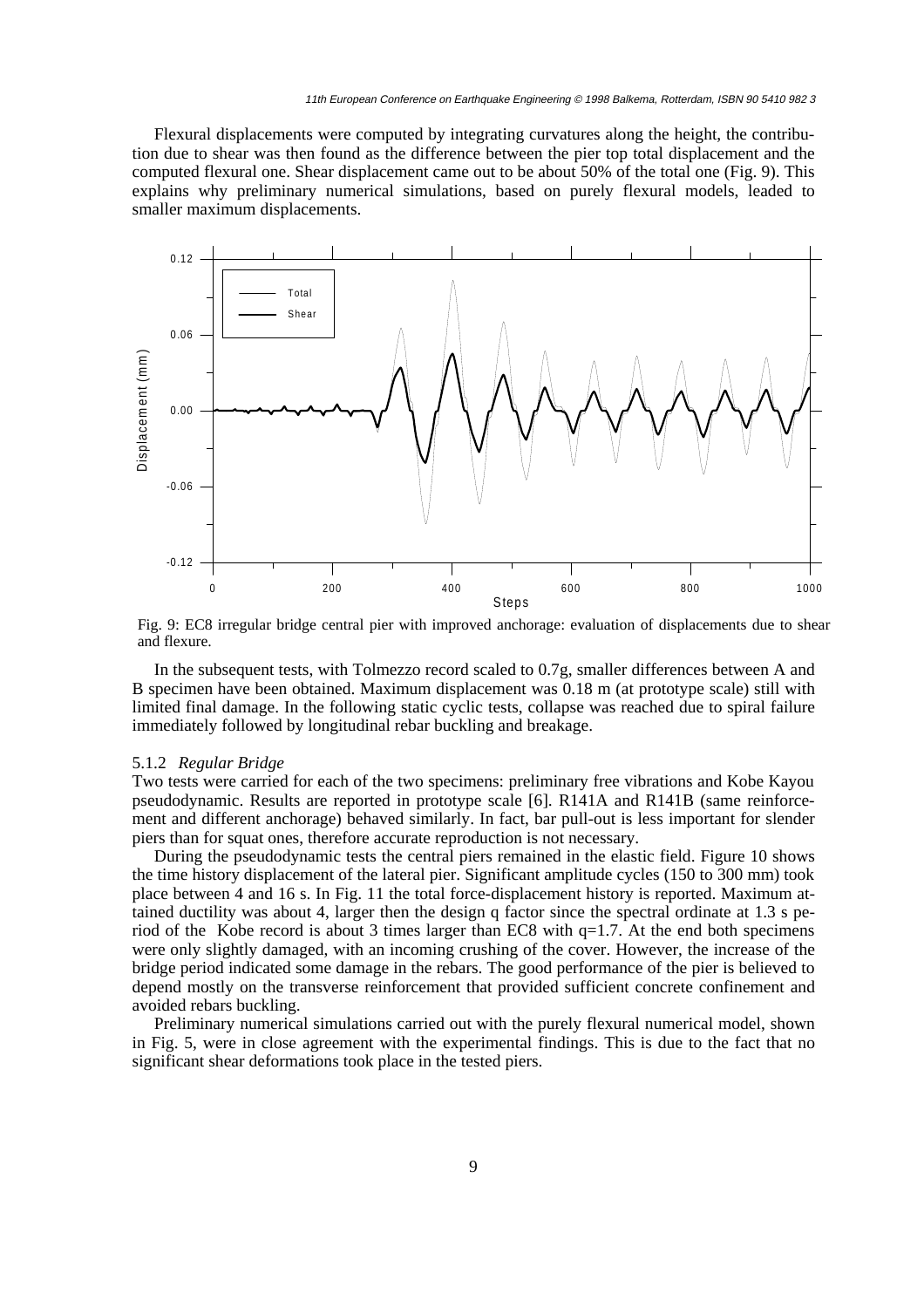Flexural displacements were computed by integrating curvatures along the height, the contribution due to shear was then found as the difference between the pier top total displacement and the computed flexural one. Shear displacement came out to be about 50% of the total one (Fig. 9). This explains why preliminary numerical simulations, based on purely flexural models, leaded to smaller maximum displacements.

Fig. 9: EC8 irregular bridge central pier with improved anchorage: evaluation of displacements due to shear and flexure.

In the subsequent tests, with Tolmezzo record scaled to 0.7g, smaller differences between A and B specimen have been obtained. Maximum displacement was 0.18 m (at prototype scale) still with limited final damage. In the following static cyclic tests, collapse was reached due to spiral failure immediately followed by longitudinal rebar buckling and breakage.

### 5.1.2 *Regular Bridge*

Two tests were carried for each of the two specimens: preliminary free vibrations and Kobe Kayou pseudodynamic. Results are reported in prototype scale [6]. R141A and R141B (same reinforcement and different anchorage) behaved similarly. In fact, bar pull-out is less important for slender piers than for squat ones, therefore accurate reproduction is not necessary.

During the pseudodynamic tests the central piers remained in the elastic field. Figure 10 shows the time history displacement of the lateral pier. Significant amplitude cycles (150 to 300 mm) took place between 4 and 16 s. In Fig. 11 the total force-displacement history is reported. Maximum attained ductility was about 4, larger then the design q factor since the spectral ordinate at 1.3 s period of the Kobe record is about 3 times larger than EC8 with q=1.7. At the end both specimens were only slightly damaged, with an incoming crushing of the cover. However, the increase of the bridge period indicated some damage in the rebars. The good performance of the pier is believed to depend mostly on the transverse reinforcement that provided sufficient concrete confinement and avoided rebars buckling.

Preliminary numerical simulations carried out with the purely flexural numerical model, shown in Fig. 5, were in close agreement with the experimental findings. This is due to the fact that no significant shear deformations took place in the tested piers.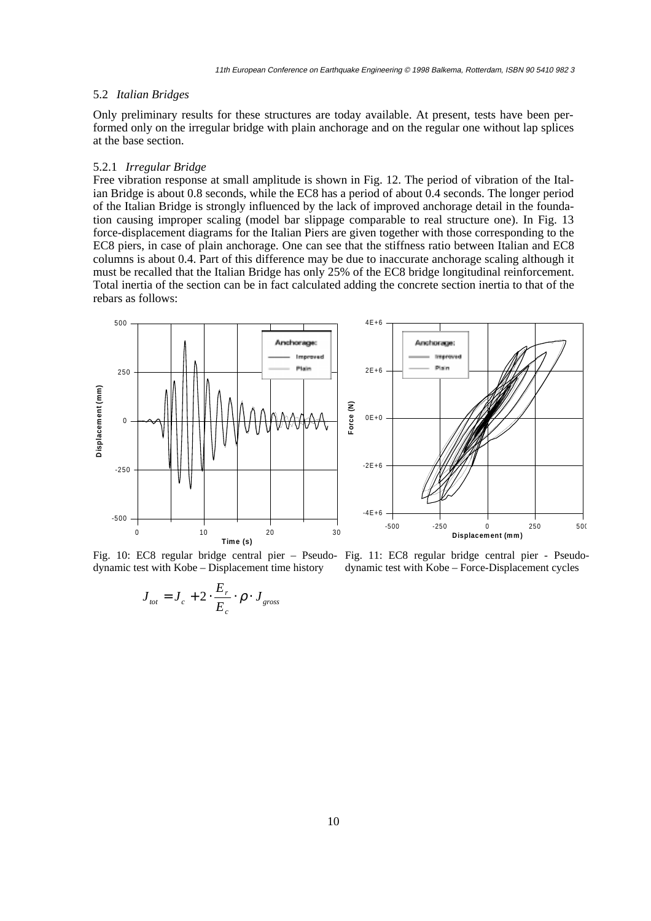### 5.2 *Italian Bridges*

Only preliminary results for these structures are today available. At present, tests have been performed only on the irregular bridge with plain anchorage and on the regular one without lap splices at the base section.

#### 5.2.1 *Irregular Bridge*

Free vibration response at small amplitude is shown in Fig. 12. The period of vibration of the Italian Bridge is about 0.8 seconds, while the EC8 has a period of about 0.4 seconds. The longer period of the Italian Bridge is strongly influenced by the lack of improved anchorage detail in the foundation causing improper scaling (model bar slippage comparable to real structure one). In Fig. 13 force-displacement diagrams for the Italian Piers are given together with those corresponding to the EC8 piers, in case of plain anchorage. One can see that the stiffness ratio between Italian and EC8 columns is about 0.4. Part of this difference may be due to inaccurate anchorage scaling although it must be recalled that the Italian Bridge has only 25% of the EC8 bridge longitudinal reinforcement. Total inertia of the section can be in fact calculated adding the concrete section inertia to that of the rebars as follows:

Fig. 10: EC8 regular bridge central pier – Pseudo-dynamic test with Kobe – Displacement time history

Fig. 11: EC8 regular bridge central pier - Pseudo-dynamic test with Kobe – Force-Displacement cycles

$$J_{tot} = J_c + 2 \cdot \frac{E_r}{E_c} \cdot \rho \cdot J_{gross}$$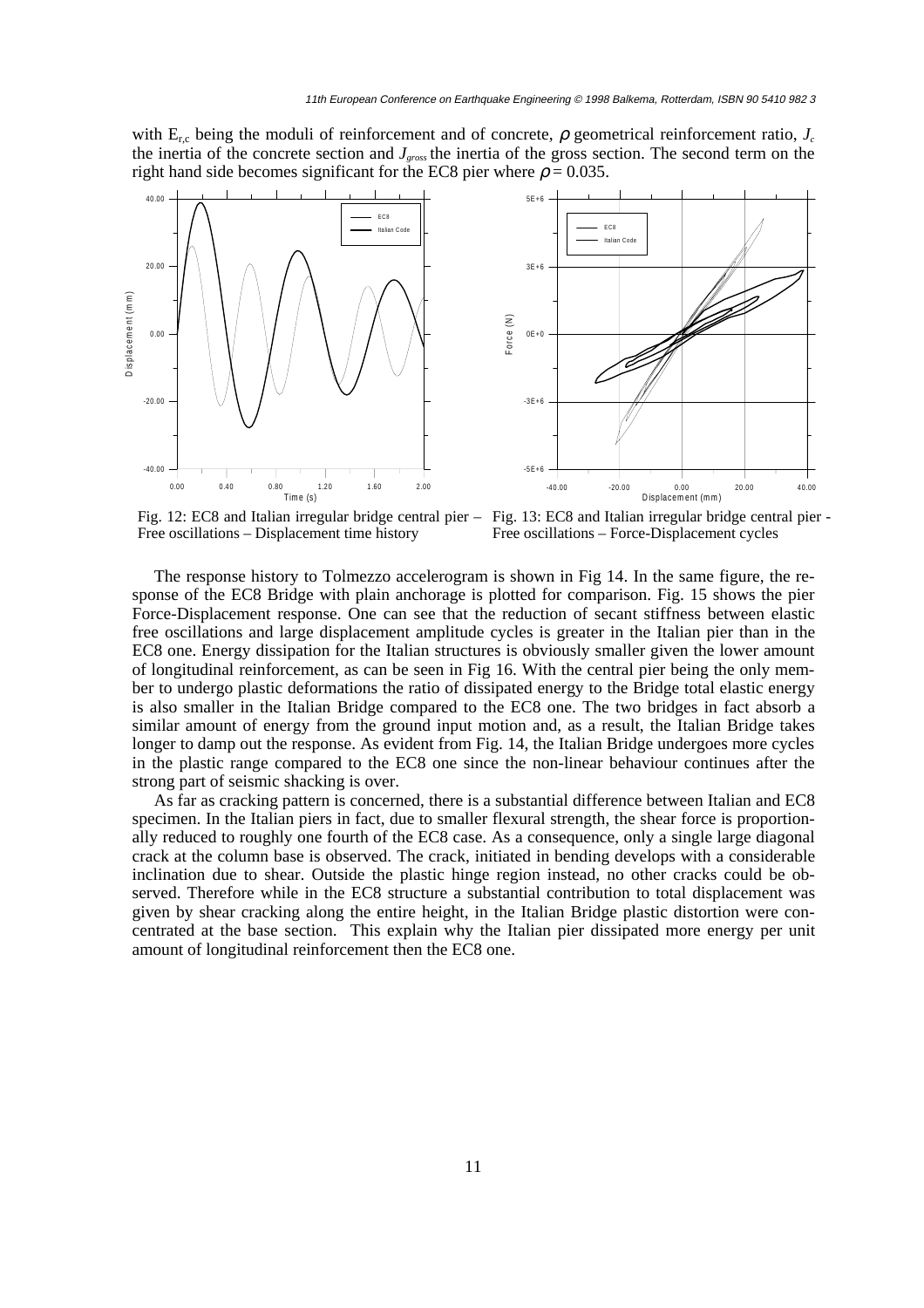with $E_{r,c}$ being the moduli of reinforcement and of concrete, $\rho$ geometrical reinforcement ratio, $J_c$ the inertia of the concrete section and $J_{gross}$ the inertia of the gross section. The second term on the right hand side becomes significant for the EC8 pier where $\rho = 0.035$.

Fig. 12: EC8 and Italian irregular bridge central pier – Free oscillations – Displacement time history

Fig. 13: EC8 and Italian irregular bridge central pier - Free oscillations – Force-Displacement cycles

The response history to Tolmezzo accelerogram is shown in Fig 14. In the same figure, the response of the EC8 Bridge with plain anchorage is plotted for comparison. Fig. 15 shows the pier Force-Displacement response. One can see that the reduction of secant stiffness between elastic free oscillations and large displacement amplitude cycles is greater in the Italian pier than in the EC8 one. Energy dissipation for the Italian structures is obviously smaller given the lower amount of longitudinal reinforcement, as can be seen in Fig 16. With the central pier being the only member to undergo plastic deformations the ratio of dissipated energy to the Bridge total elastic energy is also smaller in the Italian Bridge compared to the EC8 one. The two bridges in fact absorb a similar amount of energy from the ground input motion and, as a result, the Italian Bridge takes longer to damp out the response. As evident from Fig. 14, the Italian Bridge undergoes more cycles in the plastic range compared to the EC8 one since the non-linear behaviour continues after the strong part of seismic shacking is over.

As far as cracking pattern is concerned, there is a substantial difference between Italian and EC8 specimen. In the Italian piers in fact, due to smaller flexural strength, the shear force is proportionally reduced to roughly one fourth of the EC8 case. As a consequence, only a single large diagonal crack at the column base is observed. The crack, initiated in bending develops with a considerable inclination due to shear. Outside the plastic hinge region instead, no other cracks could be observed. Therefore while in the EC8 structure a substantial contribution to total displacement was given by shear cracking along the entire height, in the Italian Bridge plastic distortion were concentrated at the base section. This explain why the Italian pier dissipated more energy per unit amount of longitudinal reinforcement then the EC8 one.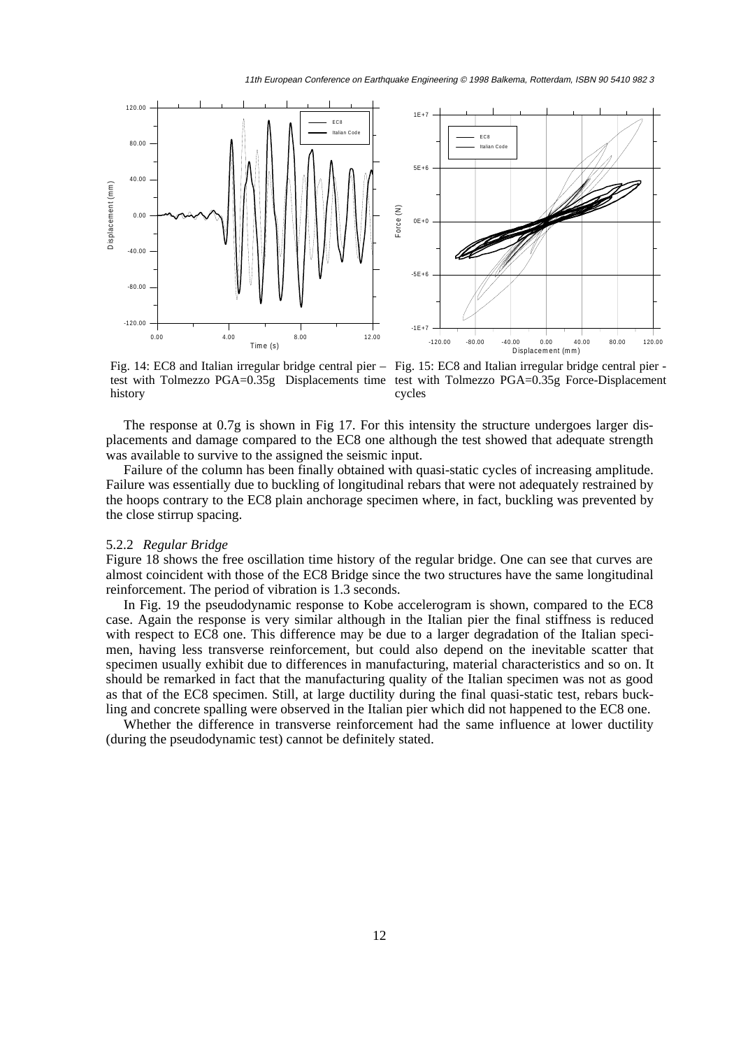Fig. 14: EC8 and Italian irregular bridge central pier – test with Tolmezzo PGA=0.35g Displacements time history

Fig. 15: EC8 and Italian irregular bridge central pier - test with Tolmezzo PGA=0.35g Force-Displacement cycles

The response at 0.7g is shown in Fig 17. For this intensity the structure undergoes larger displacements and damage compared to the EC8 one although the test showed that adequate strength was available to survive to the assigned the seismic input.

Failure of the column has been finally obtained with quasi-static cycles of increasing amplitude. Failure was essentially due to buckling of longitudinal rebars that were not adequately restrained by the hoops contrary to the EC8 plain anchorage specimen where, in fact, buckling was prevented by the close stirrup spacing.

### 5.2.2 *Regular Bridge*

Figure 18 shows the free oscillation time history of the regular bridge. One can see that curves are almost coincident with those of the EC8 Bridge since the two structures have the same longitudinal reinforcement. The period of vibration is 1.3 seconds.

In Fig. 19 the pseudodynamic response to Kobe accelerogram is shown, compared to the EC8 case. Again the response is very similar although in the Italian pier the final stiffness is reduced with respect to EC8 one. This difference may be due to a larger degradation of the Italian specimen, having less transverse reinforcement, but could also depend on the inevitable scatter that specimen usually exhibit due to differences in manufacturing, material characteristics and so on. It should be remarked in fact that the manufacturing quality of the Italian specimen was not as good as that of the EC8 specimen. Still, at large ductility during the final quasi-static test, rebars buckling and concrete spalling were observed in the Italian pier which did not happened to the EC8 one.

Whether the difference in transverse reinforcement had the same influence at lower ductility (during the pseudodynamic test) cannot be definitely stated.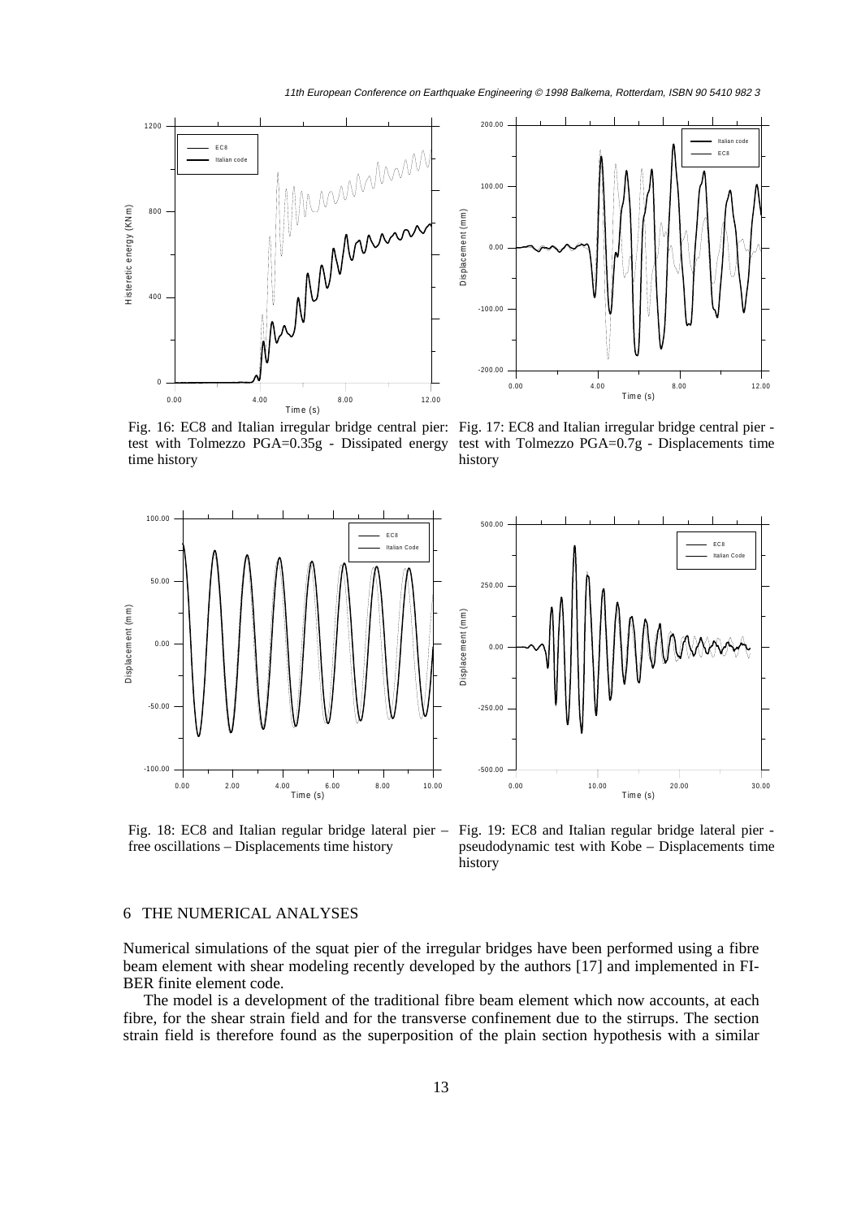Fig. 16: EC8 and Italian irregular bridge central pier: test with Tolmezzo PGA=0.35g - Dissipated energy time history

Fig. 17: EC8 and Italian irregular bridge central pier - test with Tolmezzo PGA=0.7g - Displacements time history

Fig. 18: EC8 and Italian regular bridge lateral pier – free oscillations – Displacements time history

Fig. 19: EC8 and Italian regular bridge lateral pier - pseudodynamic test with Kobe – Displacements time history

## 6 THE NUMERICAL ANALYSES

Numerical simulations of the squat pier of the irregular bridges have been performed using a fibre beam element with shear modeling recently developed by the authors [17] and implemented in FI-BER finite element code.

The model is a development of the traditional fibre beam element which now accounts, at each fibre, for the shear strain field and for the transverse confinement due to the stirrups. The section strain field is therefore found as the superposition of the plain section hypothesis with a similar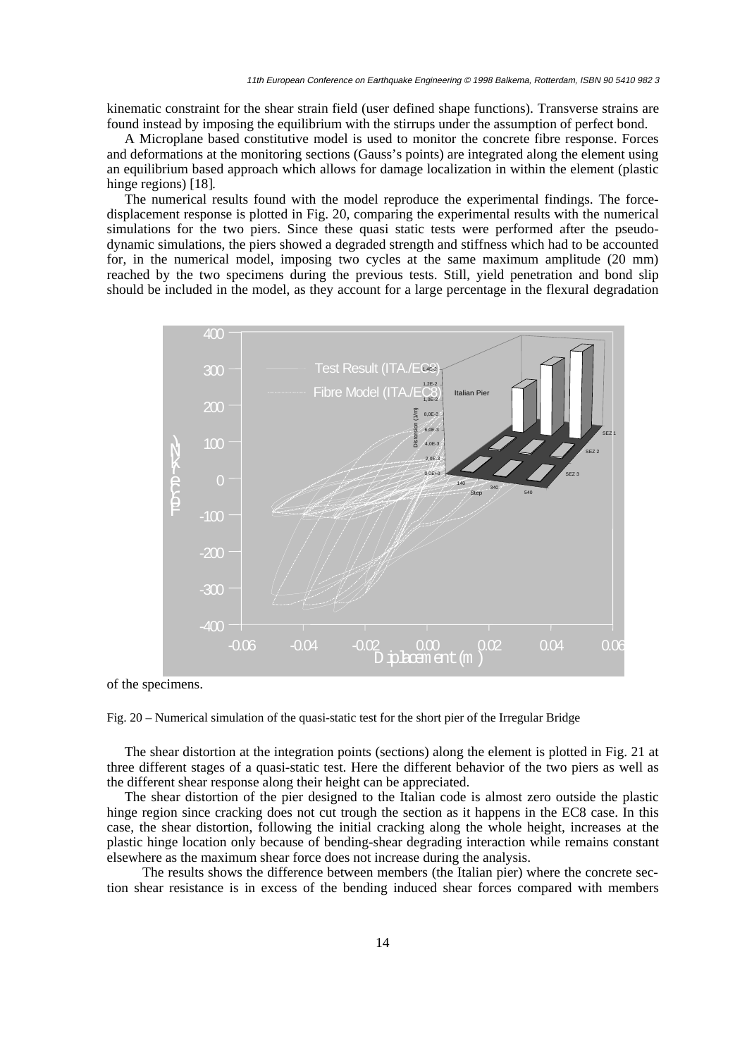kinematic constraint for the shear strain field (user defined shape functions). Transverse strains are found instead by imposing the equilibrium with the stirrups under the assumption of perfect bond.

A Microplane based constitutive model is used to monitor the concrete fibre response. Forces and deformations at the monitoring sections (Gauss's points) are integrated along the element using an equilibrium based approach which allows for damage localization in within the element (plastic hinge regions) [18].

The numerical results found with the model reproduce the experimental findings. The force-displacement response is plotted in Fig. 20, comparing the experimental results with the numerical simulations for the two piers. Since these quasi static tests were performed after the pseudo-dynamic simulations, the piers showed a degraded strength and stiffness which had to be accounted for, in the numerical model, imposing two cycles at the same maximum amplitude (20 mm) reached by the two specimens during the previous tests. Still, yield penetration and bond slip should be included in the model, as they account for a large percentage in the flexural degradation of the specimens.

Fig. 20 – Numerical simulation of the quasi-static test for the short pier of the Irregular Bridge

The shear distortion at the integration points (sections) along the element is plotted in Fig. 21 at three different stages of a quasi-static test. Here the different behavior of the two piers as well as the different shear response along their height can be appreciated.

The shear distortion of the pier designed to the Italian code is almost zero outside the plastic hinge region since cracking does not cut trough the section as it happens in the EC8 case. In this case, the shear distortion, following the initial cracking along the whole height, increases at the plastic hinge location only because of bending-shear degrading interaction while remains constant elsewhere as the maximum shear force does not increase during the analysis.

The results shows the difference between members (the Italian pier) where the concrete section shear resistance is in excess of the bending induced shear forces compared with members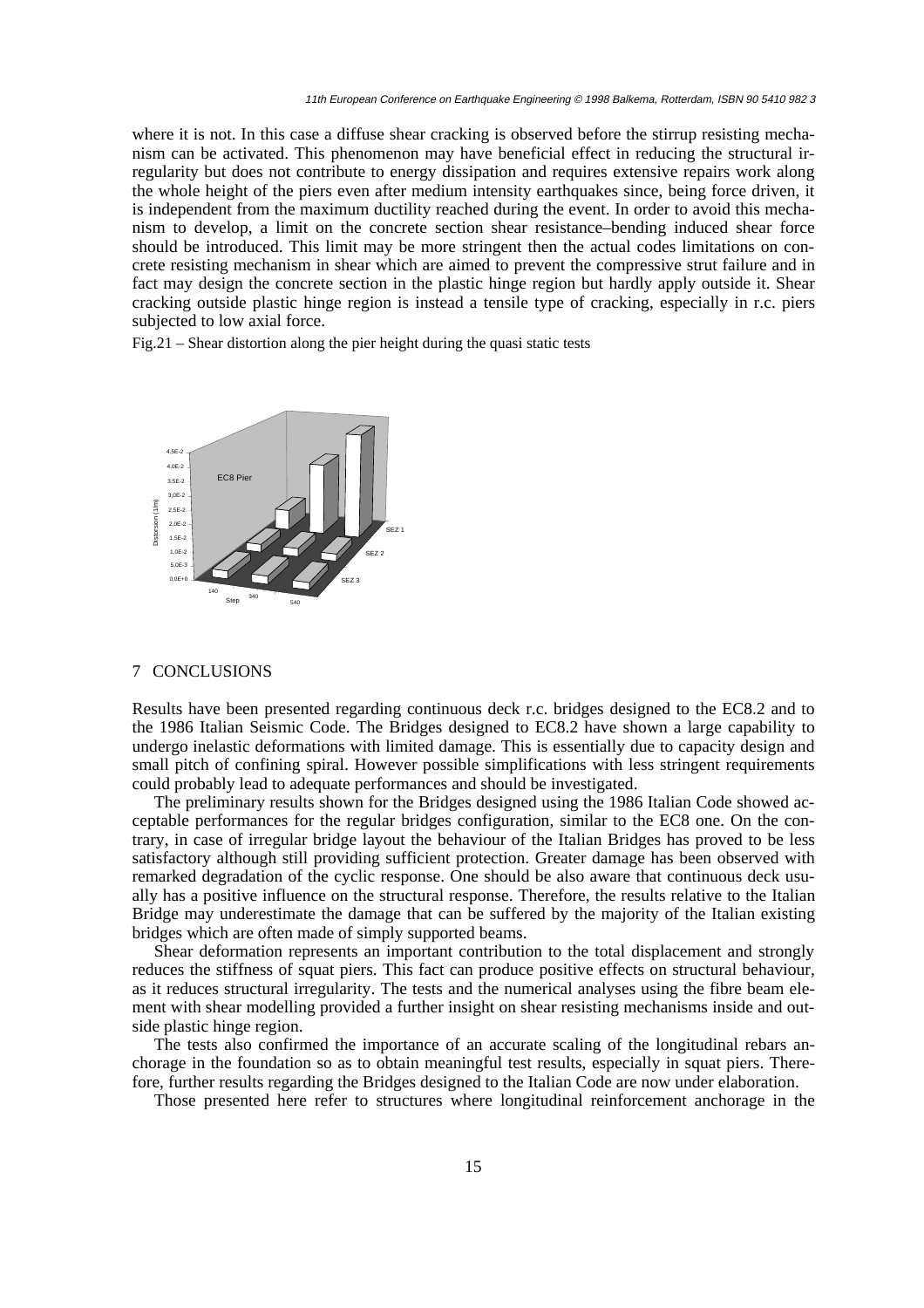where it is not. In this case a diffuse shear cracking is observed before the stirrup resisting mechanism can be activated. This phenomenon may have beneficial effect in reducing the structural irregularity but does not contribute to energy dissipation and requires extensive repairs work along the whole height of the piers even after medium intensity earthquakes since, being force driven, it is independent from the maximum ductility reached during the event. In order to avoid this mechanism to develop, a limit on the concrete section shear resistance–bending induced shear force should be introduced. This limit may be more stringent then the actual codes limitations on concrete resisting mechanism in shear which are aimed to prevent the compressive strut failure and in fact may design the concrete section in the plastic hinge region but hardly apply outside it. Shear cracking outside plastic hinge region is instead a tensile type of cracking, especially in r.c. piers subjected to low axial force.

Fig.21 – Shear distortion along the pier height during the quasi static tests

## 7 CONCLUSIONS

Results have been presented regarding continuous deck r.c. bridges designed to the EC8.2 and to the 1986 Italian Seismic Code. The Bridges designed to EC8.2 have shown a large capability to undergo inelastic deformations with limited damage. This is essentially due to capacity design and small pitch of confining spiral. However possible simplifications with less stringent requirements could probably lead to adequate performances and should be investigated.

The preliminary results shown for the Bridges designed using the 1986 Italian Code showed acceptable performances for the regular bridges configuration, similar to the EC8 one. On the contrary, in case of irregular bridge layout the behaviour of the Italian Bridges has proved to be less satisfactory although still providing sufficient protection. Greater damage has been observed with remarked degradation of the cyclic response. One should be also aware that continuous deck usually has a positive influence on the structural response. Therefore, the results relative to the Italian Bridge may underestimate the damage that can be suffered by the majority of the Italian existing bridges which are often made of simply supported beams.

Shear deformation represents an important contribution to the total displacement and strongly reduces the stiffness of squat piers. This fact can produce positive effects on structural behaviour, as it reduces structural irregularity. The tests and the numerical analyses using the fibre beam element with shear modelling provided a further insight on shear resisting mechanisms inside and outside plastic hinge region.

The tests also confirmed the importance of an accurate scaling of the longitudinal rebars anchorage in the foundation so as to obtain meaningful test results, especially in squat piers. Therefore, further results regarding the Bridges designed to the Italian Code are now under elaboration.

Those presented here refer to structures where longitudinal reinforcement anchorage in the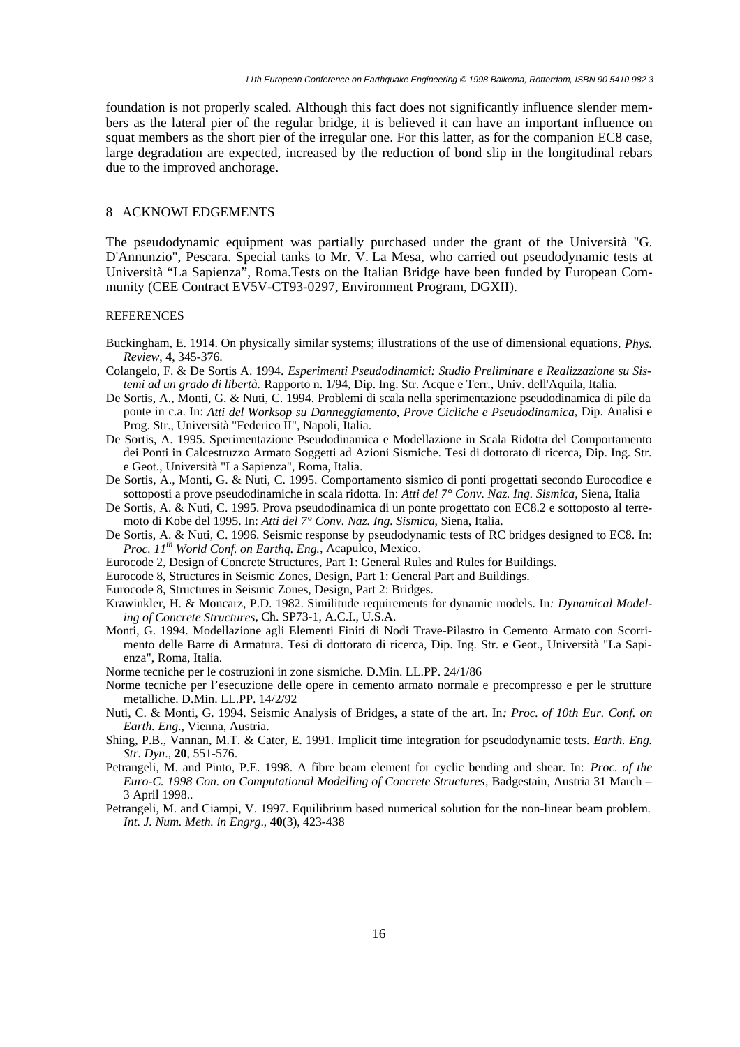foundation is not properly scaled. Although this fact does not significantly influence slender members as the lateral pier of the regular bridge, it is believed it can have an important influence on squat members as the short pier of the irregular one. For this latter, as for the companion EC8 case, large degradation are expected, increased by the reduction of bond slip in the longitudinal rebars due to the improved anchorage.

## 8 ACKNOWLEDGEMENTS

The pseudodynamic equipment was partially purchased under the grant of the Università "G. D'Annunzio", Pescara. Special tanks to Mr. V. La Mesa, who carried out pseudodynamic tests at Università "La Sapienza", Roma.Tests on the Italian Bridge have been funded by European Community (CEE Contract EV5V-CT93-0297, Environment Program, DGXII).

## REFERENCES

Buckingham, E. 1914. On physically similar systems; illustrations of the use of dimensional equations, *Phys. Review*, **4**, 345-376.

Colangelo, F. & De Sortis A. 1994. *Esperimenti Pseudodinamici: Studio Preliminare e Realizzazione su Sistemi ad un grado di libertà.* Rapporto n. 1/94, Dip. Ing. Str. Acque e Terr., Univ. dell'Aquila, Italia.

De Sortis, A., Monti, G. & Nuti, C. 1994. Problemi di scala nella sperimentazione pseudodinamica di pile da ponte in c.a. In: *Atti del Worksop su Danneggiamento, Prove Cicliche e Pseudodinamica*, Dip. Analisi e Prog. Str., Università "Federico II", Napoli, Italia.

De Sortis, A. 1995. Sperimentazione Pseudodinamica e Modellazione in Scala Ridotta del Comportamento dei Ponti in Calcestruzzo Armato Soggetti ad Azioni Sismiche. Tesi di dottorato di ricerca, Dip. Ing. Str. e Geot., Università "La Sapienza", Roma, Italia.

De Sortis, A., Monti, G. & Nuti, C. 1995. Comportamento sismico di ponti progettati secondo Eurocodice e sottoposti a prove pseudodinamiche in scala ridotta. In: *Atti del 7° Conv. Naz. Ing. Sismica*, Siena, Italia

De Sortis, A. & Nuti, C. 1995. Prova pseudodinamica di un ponte progettato con EC8.2 e sottoposto al terremoto di Kobe del 1995. In: *Atti del 7° Conv. Naz. Ing. Sismica,* Siena, Italia.

De Sortis, A. & Nuti, C. 1996. Seismic response by pseudodynamic tests of RC bridges designed to EC8. In: *Proc. 11th World Conf. on Earthq. Eng.*, Acapulco, Mexico.

Eurocode 2, Design of Concrete Structures, Part 1: General Rules and Rules for Buildings.

Eurocode 8, Structures in Seismic Zones, Design, Part 1: General Part and Buildings.

Eurocode 8, Structures in Seismic Zones, Design, Part 2: Bridges.

Krawinkler, H. & Moncarz, P.D. 1982. Similitude requirements for dynamic models. In*: Dynamical Modeling of Concrete Structures*, Ch. SP73-1, A.C.I., U.S.A.

Monti, G. 1994. Modellazione agli Elementi Finiti di Nodi Trave-Pilastro in Cemento Armato con Scorrimento delle Barre di Armatura. Tesi di dottorato di ricerca, Dip. Ing. Str. e Geot., Università "La Sapienza", Roma, Italia.

Norme tecniche per le costruzioni in zone sismiche. D.Min. LL.PP. 24/1/86

Norme tecniche per l'esecuzione delle opere in cemento armato normale e precompresso e per le strutture metalliche. D.Min. LL.PP. 14/2/92

Nuti, C. & Monti, G. 1994. Seismic Analysis of Bridges, a state of the art. In*: Proc. of 10th Eur. Conf. on Earth. Eng.*, Vienna, Austria.

Shing, P.B., Vannan, M.T. & Cater, E. 1991. Implicit time integration for pseudodynamic tests. *Earth. Eng. Str. Dyn.*, **20**, 551-576.

Petrangeli, M. and Pinto, P.E. 1998. A fibre beam element for cyclic bending and shear. In: *Proc. of the Euro-C. 1998 Con. on Computational Modelling of Concrete Structures*, Badgestain, Austria 31 March – 3 April 1998..

Petrangeli, M. and Ciampi, V. 1997. Equilibrium based numerical solution for the non-linear beam problem. *Int. J. Num. Meth. in Engrg*., **40**(3), 423-438